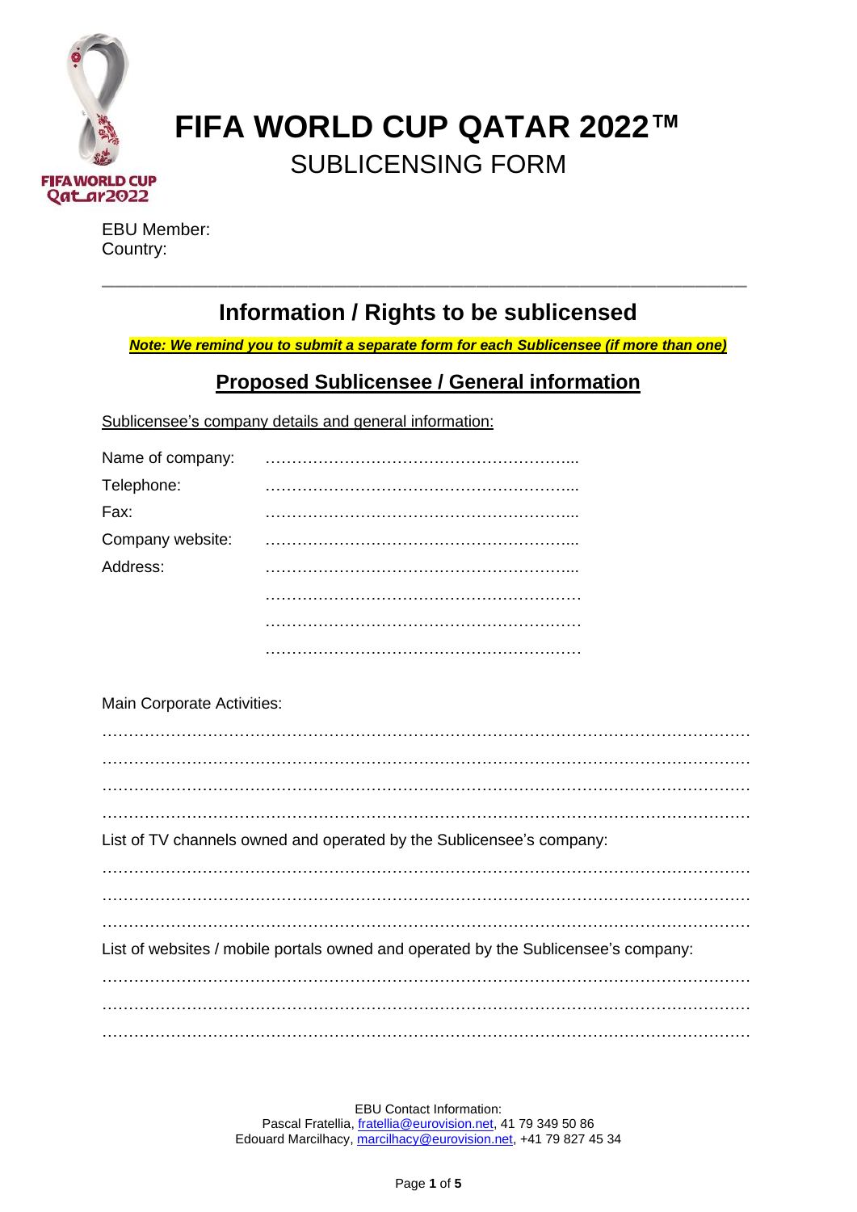# FIFA WORLD CUP QATAR 2022™

## SUBLICENSING FORM

EBU Member:
Country:

---

## Information / Rights to be sublicensed

***Note: We remind you to submit a separate form for each Sublicensee (if more than one)***

## Proposed Sublicensee / General information

Sublicensee's company details and general information:

Name of company: …………………………………………………...
Telephone: …………………………………………………...
Fax: …………………………………………………...
Company website: …………………………………………………...
Address: …………………………………………………...
……………………………………………………
……………………………………………………
……………………………………………………

Main Corporate Activities:

……………………………………………………………………………………………………………
……………………………………………………………………………………………………………
……………………………………………………………………………………………………………
……………………………………………………………………………………………………………

List of TV channels owned and operated by the Sublicensee's company:

……………………………………………………………………………………………………………
……………………………………………………………………………………………………………
……………………………………………………………………………………………………………

List of websites / mobile portals owned and operated by the Sublicensee's company:

……………………………………………………………………………………………………………
……………………………………………………………………………………………………………
……………………………………………………………………………………………………………

EBU Contact Information:
Pascal Fratellia, fratellia@eurovision.net, 41 79 349 50 86
Edouard Marcilhacy, marcilhacy@eurovision.net, +41 79 827 45 34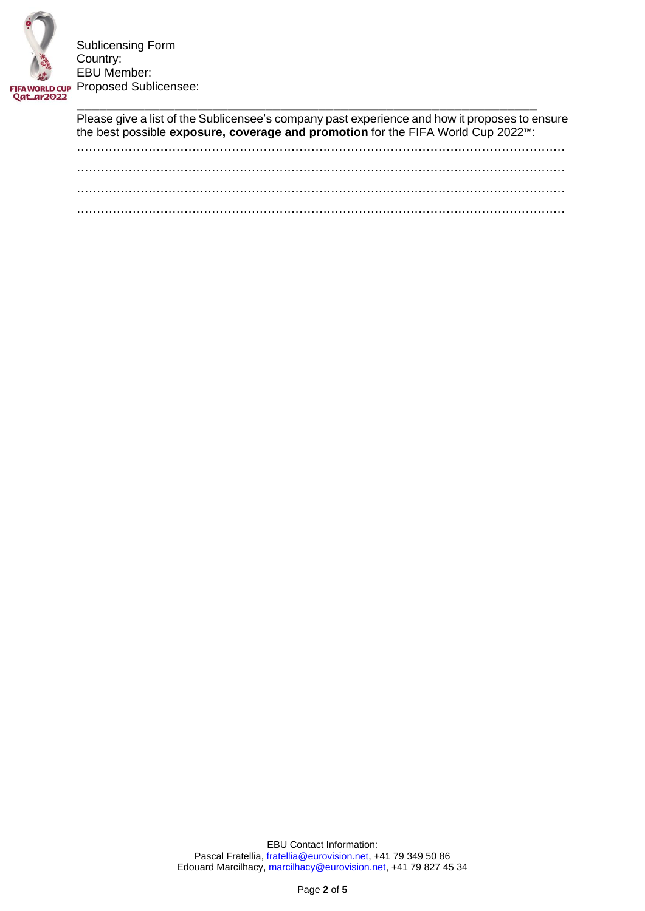Sublicensing Form
Country:
EBU Member:
Proposed Sublicensee:

---

Please give a list of the Sublicensee's company past experience and how it proposes to ensure the best possible **exposure, coverage and promotion** for the FIFA World Cup 2022™:

……………………………………………………………………………………………………………

……………………………………………………………………………………………………………

……………………………………………………………………………………………………………

……………………………………………………………………………………………………………

EBU Contact Information:
Pascal Fratellia, fratellia@eurovision.net, +41 79 349 50 86
Edouard Marcilhacy, marcilhacy@eurovision.net, +41 79 827 45 34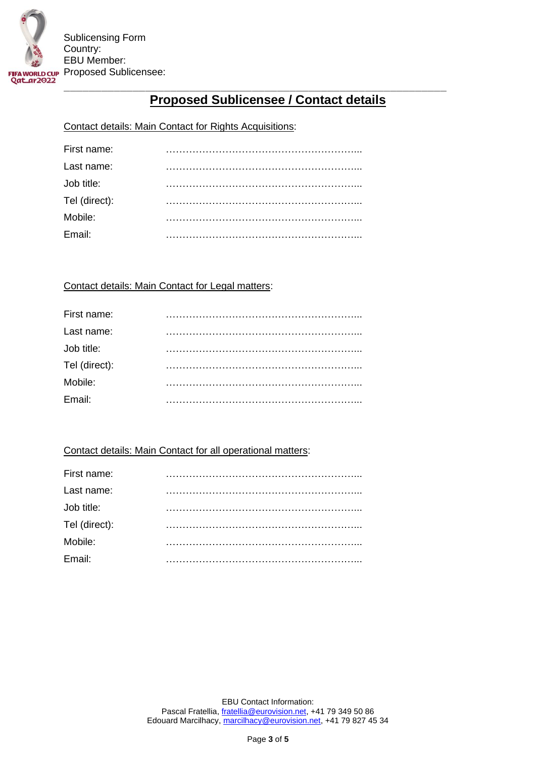Sublicensing Form
Country:
EBU Member:
Proposed Sublicensee:

# Proposed Sublicensee / Contact details

Contact details: Main Contact for Rights Acquisitions:

First name: …………………………………………………...
Last name: …………………………………………………...
Job title: …………………………………………………...
Tel (direct): …………………………………………………...
Mobile: …………………………………………………...
Email: …………………………………………………...

Contact details: Main Contact for Legal matters:

First name: …………………………………………………...
Last name: …………………………………………………...
Job title: …………………………………………………...
Tel (direct): …………………………………………………...
Mobile: …………………………………………………...
Email: …………………………………………………...

Contact details: Main Contact for all operational matters:

First name: …………………………………………………...
Last name: …………………………………………………...
Job title: …………………………………………………...
Tel (direct): …………………………………………………...
Mobile: …………………………………………………...
Email: …………………………………………………...

EBU Contact Information:
Pascal Fratellia, fratellia@eurovision.net, +41 79 349 50 86
Edouard Marcilhacy, marcilhacy@eurovision.net, +41 79 827 45 34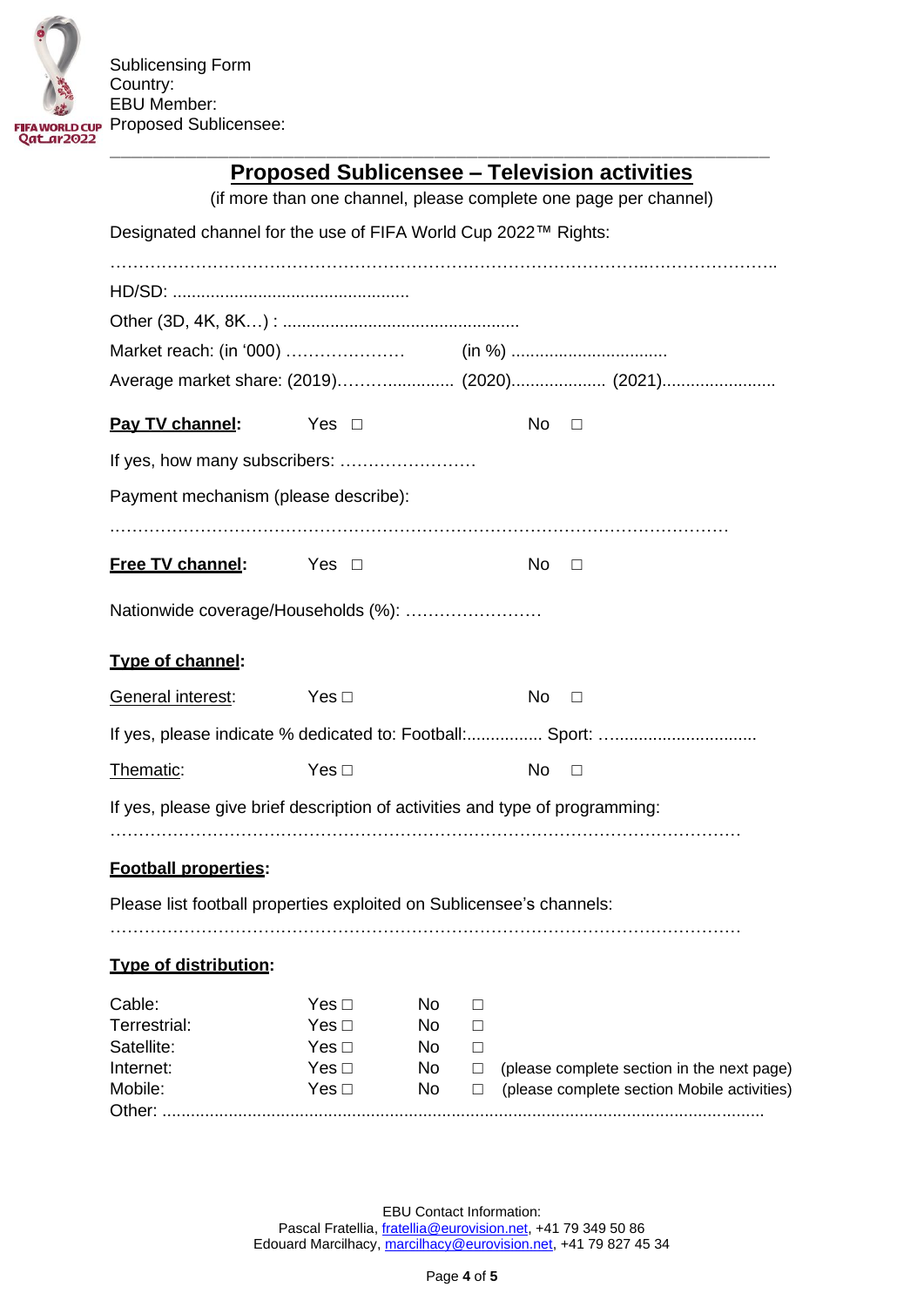Sublicensing Form
Country:
EBU Member:
Proposed Sublicensee:

---

## Proposed Sublicensee – Television activities

(if more than one channel, please complete one page per channel)

Designated channel for the use of FIFA World Cup 2022™ Rights:

……………………………………………………………………………………….…………………..

HD/SD: ..................................................

Other (3D, 4K, 8K…) : ..................................................

Market reach: (in '000) ………………… (in %) ................................

Average market share: (2019)……................ (2020).................... (2021)........................

**Pay TV channel:** Yes □ No □

If yes, how many subscribers: ……………………

Payment mechanism (please describe):

..………………………………………………………………………………………………

**Free TV channel:** Yes □ No □

Nationwide coverage/Households (%): ……………………

**Type of channel:**

General interest: Yes □ No □

If yes, please indicate % dedicated to: Football:................ Sport: …..............................

Thematic: Yes □ No □

If yes, please give brief description of activities and type of programming:

…………………………………………………………………………………………………

**Football properties:**

Please list football properties exploited on Sublicensee's channels:

…………………………………………………………………………………………………

**Type of distribution:**

| | | | |
|---|---|---|---|
| Cable: | Yes □ | No □ | |
| Terrestrial: | Yes □ | No □ | |
| Satellite: | Yes □ | No □ | |
| Internet: | Yes □ | No □ | (please complete section in the next page) |
| Mobile: | Yes □ | No □ | (please complete section Mobile activities) |

Other: ............................................................................................................................

EBU Contact Information:
Pascal Fratellia, fratellia@eurovision.net, +41 79 349 50 86
Edouard Marcilhacy, marcilhacy@eurovision.net, +41 79 827 45 34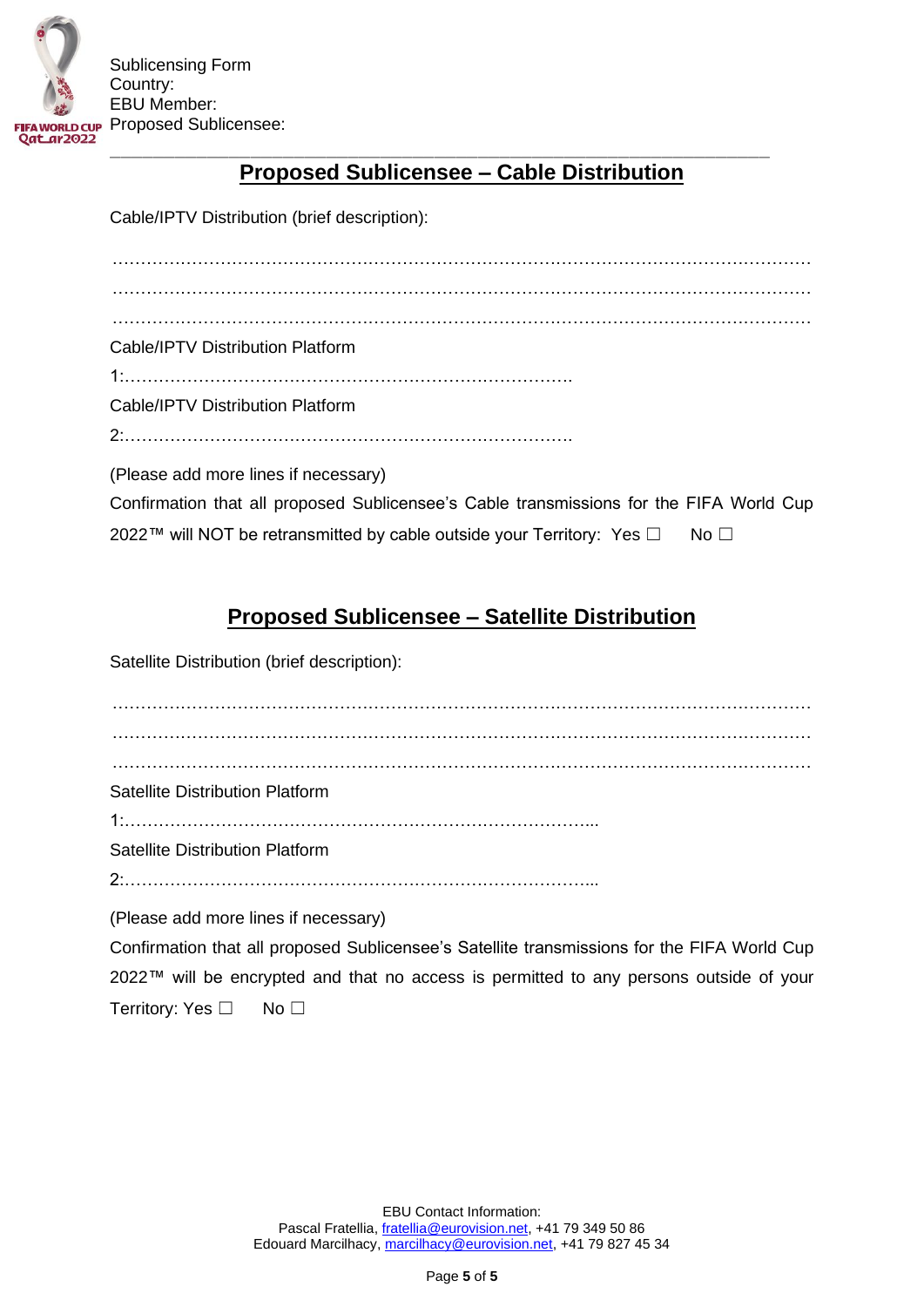## Proposed Sublicensee – Cable Distribution

Cable/IPTV Distribution (brief description):

…………………………………………………………………………………………………………
…………………………………………………………………………………………………………
…………………………………………………………………………………………………………

Cable/IPTV Distribution Platform 1:……………………………………………………………………….

Cable/IPTV Distribution Platform 2:……………………………………………………………………….

(Please add more lines if necessary)

Confirmation that all proposed Sublicensee's Cable transmissions for the FIFA World Cup 2022™ will NOT be retransmitted by cable outside your Territory: Yes ☐ No ☐

## Proposed Sublicensee – Satellite Distribution

Satellite Distribution (brief description):

…………………………………………………………………………………………………………
…………………………………………………………………………………………………………
…………………………………………………………………………………………………………

Satellite Distribution Platform 1:…………………………………………………………………………...

Satellite Distribution Platform 2:…………………………………………………………………………...

(Please add more lines if necessary)

Confirmation that all proposed Sublicensee's Satellite transmissions for the FIFA World Cup 2022™ will be encrypted and that no access is permitted to any persons outside of your Territory: Yes ☐ No ☐

EBU Contact Information:
Pascal Fratellia, fratellia@eurovision.net, +41 79 349 50 86
Edouard Marcilhacy, marcilhacy@eurovision.net, +41 79 827 45 34